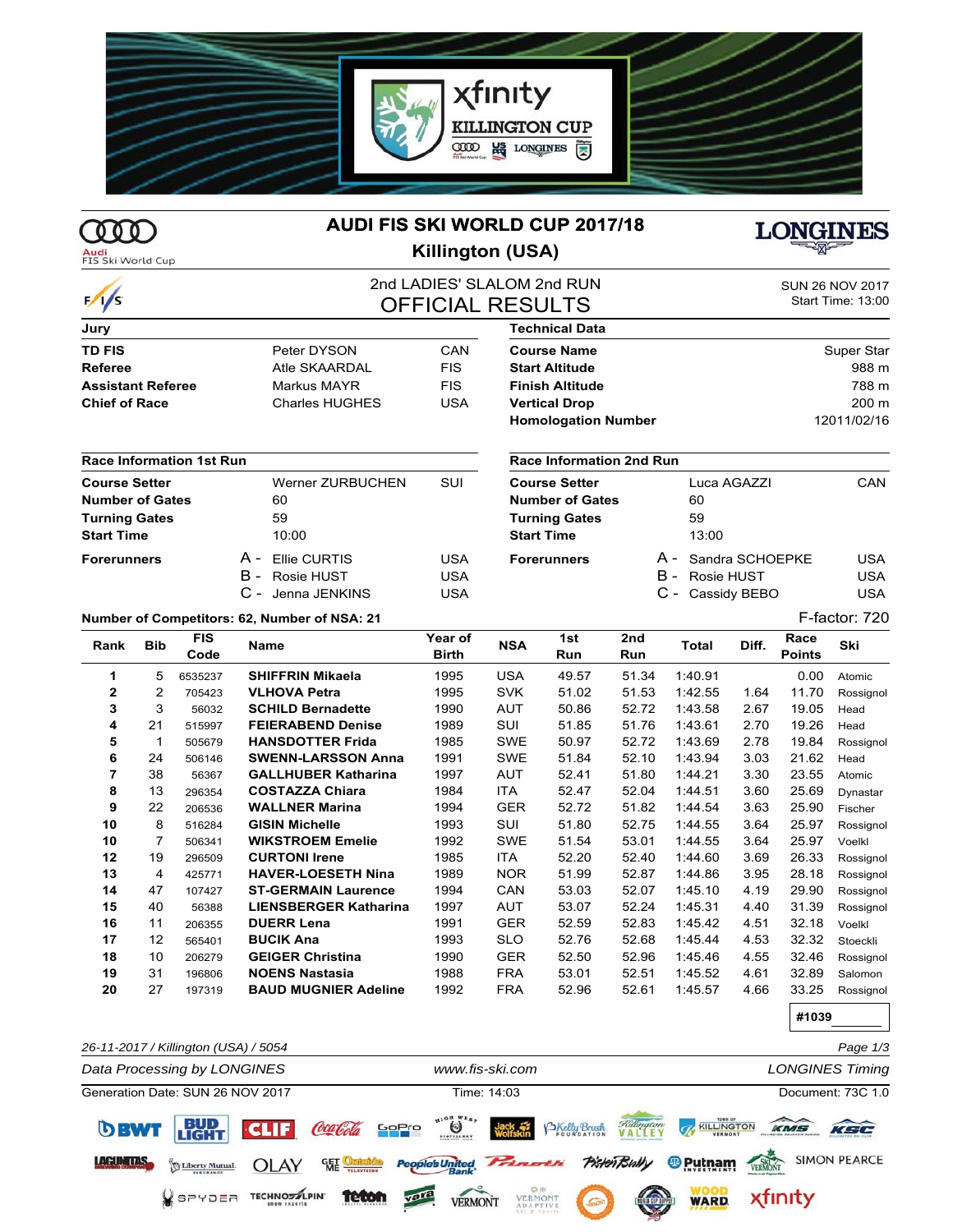# AUDI FIS SKI WORLD CUP 2017/18

## Killington (USA)

Audi FIS Ski World Cup

LONGINES

2nd LADIES' SLALOM 2nd RUN

**OFFICIAL RESULTS**

SUN 26 NOV 2017
Start Time: 13:00

| Jury | | |
|---|---|---|
| **TD FIS** | Peter DYSON | CAN |
| **Referee** | Atle SKAARDAL | FIS |
| **Assistant Referee** | Markus MAYR | FIS |
| **Chief of Race** | Charles HUGHES | USA |

| Technical Data | |
|---|---|
| **Course Name** | Super Star |
| **Start Altitude** | 988 m |
| **Finish Altitude** | 788 m |
| **Vertical Drop** | 200 m |
| **Homologation Number** | 12011/02/16 |

| Race Information 1st Run | | |
|---|---|---|
| **Course Setter** | Werner ZURBUCHEN | SUI |
| **Number of Gates** | 60 | |
| **Turning Gates** | 59 | |
| **Start Time** | 10:00 | |
| **Forerunners** | A - Ellie CURTIS | USA |
| | B - Rosie HUST | USA |
| | C - Jenna JENKINS | USA |

| Race Information 2nd Run | | |
|---|---|---|
| **Course Setter** | Luca AGAZZI | CAN |
| **Number of Gates** | 60 | |
| **Turning Gates** | 59 | |
| **Start Time** | 13:00 | |
| **Forerunners** | A - Sandra SCHOEPKE | USA |
| | B - Rosie HUST | USA |
| | C - Cassidy BEBO | USA |

**Number of Competitors: 62, Number of NSA: 21**

F-factor: 720

| Rank | Bib | FIS Code | Name | Year of Birth | NSA | 1st Run | 2nd Run | Total | Diff. | Race Points | Ski |
|---|---|---|---|---|---|---|---|---|---|---|---|
| 1 | 5 | 6535237 | **SHIFFRIN Mikaela** | 1995 | USA | 49.57 | 51.34 | 1:40.91 | | 0.00 | Atomic |
| 2 | 2 | 705423 | **VLHOVA Petra** | 1995 | SVK | 51.02 | 51.53 | 1:42.55 | 1.64 | 11.70 | Rossignol |
| 3 | 3 | 56032 | **SCHILD Bernadette** | 1990 | AUT | 50.86 | 52.72 | 1:43.58 | 2.67 | 19.05 | Head |
| 4 | 21 | 515997 | **FEIERABEND Denise** | 1989 | SUI | 51.85 | 51.76 | 1:43.61 | 2.70 | 19.26 | Head |
| 5 | 1 | 505679 | **HANSDOTTER Frida** | 1985 | SWE | 50.97 | 52.72 | 1:43.69 | 2.78 | 19.84 | Rossignol |
| 6 | 24 | 506146 | **SWENN-LARSSON Anna** | 1991 | SWE | 51.84 | 52.10 | 1:43.94 | 3.03 | 21.62 | Head |
| 7 | 38 | 56367 | **GALLHUBER Katharina** | 1997 | AUT | 52.41 | 51.80 | 1:44.21 | 3.30 | 23.55 | Atomic |
| 8 | 13 | 296354 | **COSTAZZA Chiara** | 1984 | ITA | 52.47 | 52.04 | 1:44.51 | 3.60 | 25.69 | Dynastar |
| 9 | 22 | 206536 | **WALLNER Marina** | 1994 | GER | 52.72 | 51.82 | 1:44.54 | 3.63 | 25.90 | Fischer |
| 10 | 8 | 516284 | **GISIN Michelle** | 1993 | SUI | 51.80 | 52.75 | 1:44.55 | 3.64 | 25.97 | Rossignol |
| 10 | 7 | 506341 | **WIKSTROEM Emelie** | 1992 | SWE | 51.54 | 53.01 | 1:44.55 | 3.64 | 25.97 | Voelkl |
| 12 | 19 | 296509 | **CURTONI Irene** | 1985 | ITA | 52.20 | 52.40 | 1:44.60 | 3.69 | 26.33 | Rossignol |
| 13 | 4 | 425771 | **HAVER-LOESETH Nina** | 1989 | NOR | 51.99 | 52.87 | 1:44.86 | 3.95 | 28.18 | Rossignol |
| 14 | 47 | 107427 | **ST-GERMAIN Laurence** | 1994 | CAN | 53.03 | 52.07 | 1:45.10 | 4.19 | 29.90 | Rossignol |
| 15 | 40 | 56388 | **LIENSBERGER Katharina** | 1997 | AUT | 53.07 | 52.24 | 1:45.31 | 4.40 | 31.39 | Rossignol |
| 16 | 11 | 206355 | **DUERR Lena** | 1991 | GER | 52.59 | 52.83 | 1:45.42 | 4.51 | 32.18 | Voelkl |
| 17 | 12 | 565401 | **BUCIK Ana** | 1993 | SLO | 52.76 | 52.68 | 1:45.44 | 4.53 | 32.32 | Stoeckli |
| 18 | 10 | 206279 | **GEIGER Christina** | 1990 | GER | 52.50 | 52.96 | 1:45.46 | 4.55 | 32.46 | Rossignol |
| 19 | 31 | 196806 | **NOENS Nastasia** | 1988 | FRA | 53.01 | 52.51 | 1:45.52 | 4.61 | 32.89 | Salomon |
| 20 | 27 | 197319 | **BAUD MUGNIER Adeline** | 1992 | FRA | 52.96 | 52.61 | 1:45.57 | 4.66 | 33.25 | Rossignol |

#1039

*26-11-2017 / Killington (USA) / 5054*

*Data Processing by LONGINES* — www.fis-ski.com — *LONGINES Timing*

Generation Date: SUN 26 NOV 2017 — Time: 14:03 — Document: 73C 1.0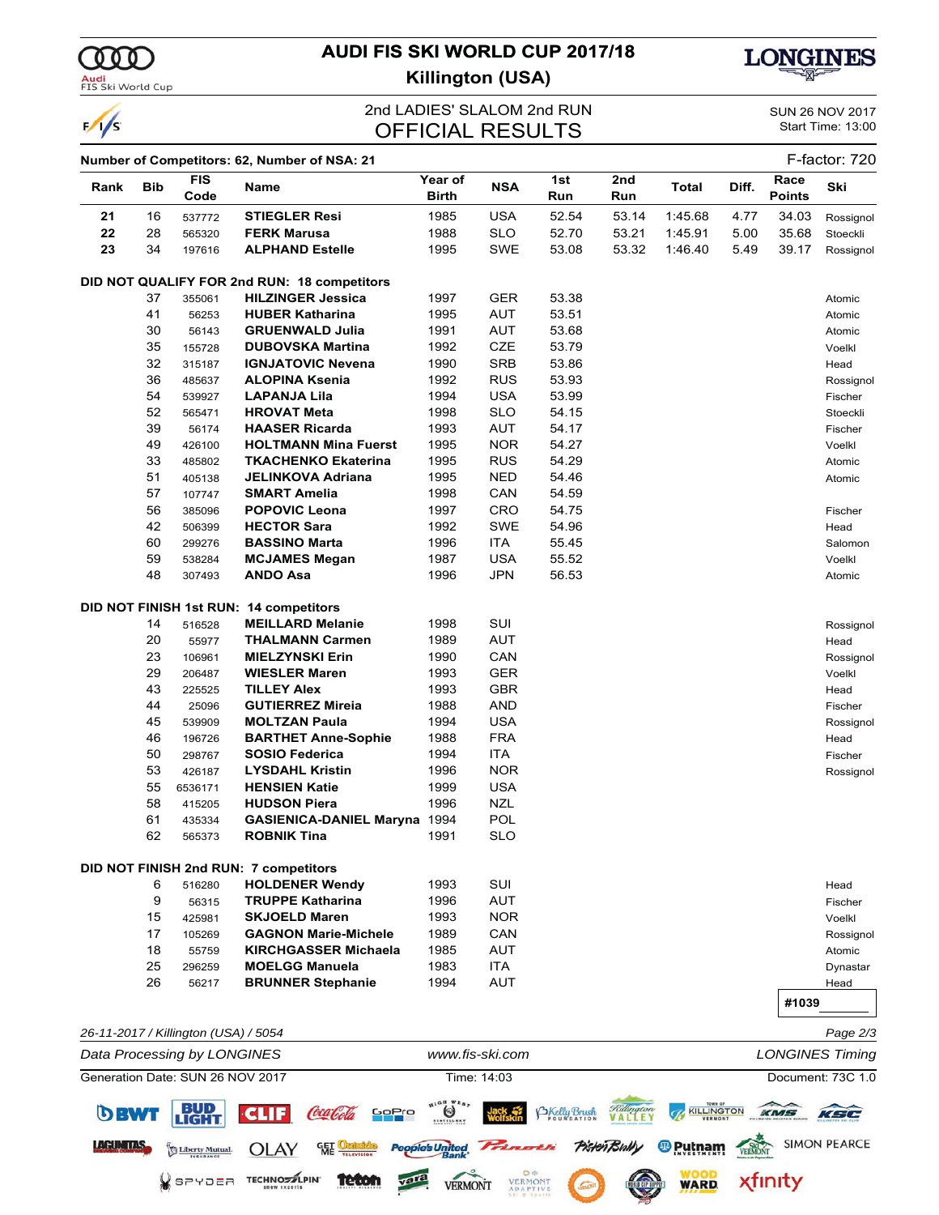# AUDI FIS SKI WORLD CUP 2017/18

## Killington (USA)

### 2nd LADIES' SLALOM 2nd RUN
### OFFICIAL RESULTS

SUN 26 NOV 2017
Start Time: 13:00

**Number of Competitors: 62, Number of NSA: 21** | F-factor: 720

| Rank | Bib | FIS Code | Name | Year of Birth | NSA | 1st Run | 2nd Run | Total | Diff. | Race Points | Ski |
|---|---|---|---|---|---|---|---|---|---|---|---|
| **21** | 16 | 537772 | **STIEGLER Resi** | 1985 | USA | 52.54 | 53.14 | 1:45.68 | 4.77 | 34.03 | Rossignol |
| **22** | 28 | 565320 | **FERK Marusa** | 1988 | SLO | 52.70 | 53.21 | 1:45.91 | 5.00 | 35.68 | Stoeckli |
| **23** | 34 | 197616 | **ALPHAND Estelle** | 1995 | SWE | 53.08 | 53.32 | 1:46.40 | 5.49 | 39.17 | Rossignol |
| **DID NOT QUALIFY FOR 2nd RUN: 18 competitors** | | | | | | | | | | | |
| | 37 | 355061 | **HILZINGER Jessica** | 1997 | GER | 53.38 | | | | | Atomic |
| | 41 | 56253 | **HUBER Katharina** | 1995 | AUT | 53.51 | | | | | Atomic |
| | 30 | 56143 | **GRUENWALD Julia** | 1991 | AUT | 53.68 | | | | | Atomic |
| | 35 | 155728 | **DUBOVSKA Martina** | 1992 | CZE | 53.79 | | | | | Voelkl |
| | 32 | 315187 | **IGNJATOVIC Nevena** | 1990 | SRB | 53.86 | | | | | Head |
| | 36 | 485637 | **ALOPINA Ksenia** | 1992 | RUS | 53.93 | | | | | Rossignol |
| | 54 | 539927 | **LAPANJA Lila** | 1994 | USA | 53.99 | | | | | Fischer |
| | 52 | 565471 | **HROVAT Meta** | 1998 | SLO | 54.15 | | | | | Stoeckli |
| | 39 | 56174 | **HAASER Ricarda** | 1993 | AUT | 54.17 | | | | | Fischer |
| | 49 | 426100 | **HOLTMANN Mina Fuerst** | 1995 | NOR | 54.27 | | | | | Voelkl |
| | 33 | 485802 | **TKACHENKO Ekaterina** | 1995 | RUS | 54.29 | | | | | Atomic |
| | 51 | 405138 | **JELINKOVA Adriana** | 1995 | NED | 54.46 | | | | | Atomic |
| | 57 | 107747 | **SMART Amelia** | 1998 | CAN | 54.59 | | | | | |
| | 56 | 385096 | **POPOVIC Leona** | 1997 | CRO | 54.75 | | | | | Fischer |
| | 42 | 506399 | **HECTOR Sara** | 1992 | SWE | 54.96 | | | | | Head |
| | 60 | 299276 | **BASSINO Marta** | 1996 | ITA | 55.45 | | | | | Salomon |
| | 59 | 538284 | **MCJAMES Megan** | 1987 | USA | 55.52 | | | | | Voelkl |
| | 48 | 307493 | **ANDO Asa** | 1996 | JPN | 56.53 | | | | | Atomic |
| **DID NOT FINISH 1st RUN: 14 competitors** | | | | | | | | | | | |
| | 14 | 516528 | **MEILLARD Melanie** | 1998 | SUI | | | | | | Rossignol |
| | 20 | 55977 | **THALMANN Carmen** | 1989 | AUT | | | | | | Head |
| | 23 | 106961 | **MIELZYNSKI Erin** | 1990 | CAN | | | | | | Rossignol |
| | 29 | 206487 | **WIESLER Maren** | 1993 | GER | | | | | | Voelkl |
| | 43 | 225525 | **TILLEY Alex** | 1993 | GBR | | | | | | Head |
| | 44 | 25096 | **GUTIERREZ Mireia** | 1988 | AND | | | | | | Fischer |
| | 45 | 539909 | **MOLTZAN Paula** | 1994 | USA | | | | | | Rossignol |
| | 46 | 196726 | **BARTHET Anne-Sophie** | 1988 | FRA | | | | | | Head |
| | 50 | 298767 | **SOSIO Federica** | 1994 | ITA | | | | | | Fischer |
| | 53 | 426187 | **LYSDAHL Kristin** | 1996 | NOR | | | | | | Rossignol |
| | 55 | 6536171 | **HENSIEN Katie** | 1999 | USA | | | | | | |
| | 58 | 415205 | **HUDSON Piera** | 1996 | NZL | | | | | | |
| | 61 | 435334 | **GASIENICA-DANIEL Maryna** | 1994 | POL | | | | | | |
| | 62 | 565373 | **ROBNIK Tina** | 1991 | SLO | | | | | | |
| **DID NOT FINISH 2nd RUN: 7 competitors** | | | | | | | | | | | |
| | 6 | 516280 | **HOLDENER Wendy** | 1993 | SUI | | | | | | Head |
| | 9 | 56315 | **TRUPPE Katharina** | 1996 | AUT | | | | | | Fischer |
| | 15 | 425981 | **SKJOELD Maren** | 1993 | NOR | | | | | | Voelkl |
| | 17 | 105269 | **GAGNON Marie-Michele** | 1989 | CAN | | | | | | Rossignol |
| | 18 | 55759 | **KIRCHGASSER Michaela** | 1985 | AUT | | | | | | Atomic |
| | 25 | 296259 | **MOELGG Manuela** | 1983 | ITA | | | | | | Dynastar |
| | 26 | 56217 | **BRUNNER Stephanie** | 1994 | AUT | | | | | | Head |

**#1039**

*26-11-2017 / Killington (USA) / 5054*

*Data Processing by LONGINES* | *www.fis-ski.com* | *LONGINES Timing*

Generation Date: SUN 26 NOV 2017 | Time: 14:03 | Document: 73C 1.0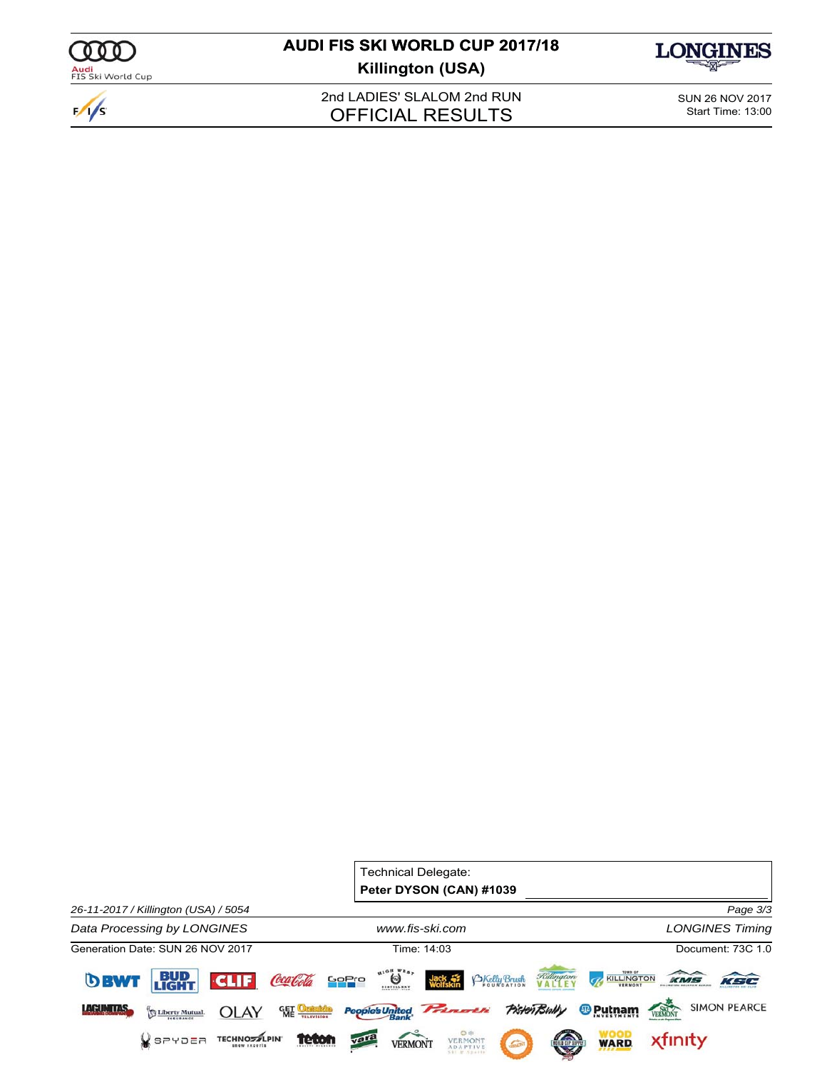Technical Delegate:

**Peter DYSON (CAN) #1039**

*26-11-2017 / Killington (USA) / 5054*

*Data Processing by LONGINES* | *www.fis-ski.com* | *LONGINES Timing*

Generation Date: SUN 26 NOV 2017 | Time: 14:03 | Document: 73C 1.0